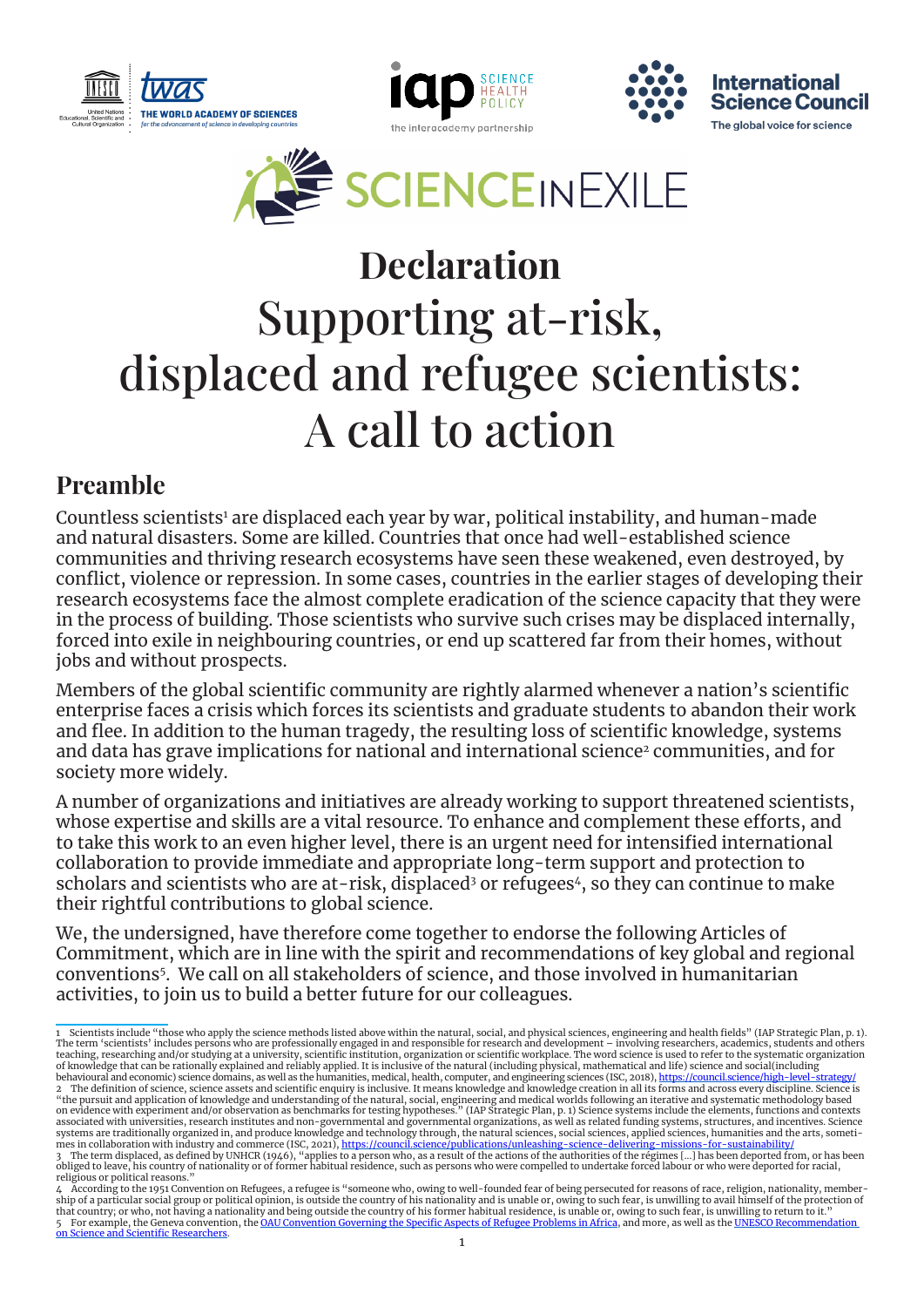# Declaration

# Supporting at-risk, displaced and refugee scientists: A call to action

## Preamble

Countless scientists[1] are displaced each year by war, political instability, and human-made and natural disasters. Some are killed. Countries that once had well-established science communities and thriving research ecosystems have seen these weakened, even destroyed, by conflict, violence or repression. In some cases, countries in the earlier stages of developing their research ecosystems face the almost complete eradication of the science capacity that they were in the process of building. Those scientists who survive such crises may be displaced internally, forced into exile in neighbouring countries, or end up scattered far from their homes, without jobs and without prospects.

Members of the global scientific community are rightly alarmed whenever a nation's scientific enterprise faces a crisis which forces its scientists and graduate students to abandon their work and flee. In addition to the human tragedy, the resulting loss of scientific knowledge, systems and data has grave implications for national and international science[2] communities, and for society more widely.

A number of organizations and initiatives are already working to support threatened scientists, whose expertise and skills are a vital resource. To enhance and complement these efforts, and to take this work to an even higher level, there is an urgent need for intensified international collaboration to provide immediate and appropriate long-term support and protection to scholars and scientists who are at-risk, displaced[3] or refugees[4], so they can continue to make their rightful contributions to global science.

We, the undersigned, have therefore come together to endorse the following Articles of Commitment, which are in line with the spirit and recommendations of key global and regional conventions[5]. We call on all stakeholders of science, and those involved in humanitarian activities, to join us to build a better future for our colleagues.

---

1 Scientists include "those who apply the science methods listed above within the natural, social, and physical sciences, engineering and health fields" (IAP Strategic Plan, p. 1). The term 'scientists' includes persons who are professionally engaged in and responsible for research and development – involving researchers, academics, students and others teaching, researching and/or studying at a university, scientific institution, organization or scientific workplace. The word science is used to refer to the systematic organization of knowledge that can be rationally explained and reliably applied. It is inclusive of the natural (including physical, mathematical and life) science and social(including behavioural and economic) science domains, as well as the humanities, medical, health, computer, and engineering sciences (ISC, 2018), https://council.science/high-level-strategy/

2 The definition of science, science assets and scientific enquiry is inclusive. It means knowledge and knowledge creation in all its forms and across every discipline. Science is "the pursuit and application of knowledge and understanding of the natural, social, engineering and medical worlds following an iterative and systematic methodology based on evidence with experiment and/or observation as benchmarks for testing hypotheses." (IAP Strategic Plan, p. 1) Science systems include the elements, functions and contexts associated with universities, research institutes and non-governmental and governmental organizations, as well as related funding systems, structures, and incentives. Science systems are traditionally organized in, and produce knowledge and technology through, the natural sciences, social sciences, applied sciences, humanities and the arts, sometimes in collaboration with industry and commerce (ISC, 2021), https://council.science/publications/unleashing-science-delivering-missions-for-sustainability/

3 The term displaced, as defined by UNHCR (1946), "applies to a person who, as a result of the actions of the authorities of the régimes [...] has been deported from, or has been obliged to leave, his country of nationality or of former habitual residence, such as persons who were compelled to undertake forced labour or who were deported for racial, religious or political reasons."

4 According to the 1951 Convention on Refugees, a refugee is "someone who, owing to well-founded fear of being persecuted for reasons of race, religion, nationality, membership of a particular social group or political opinion, is outside the country of his nationality and is unable or, owing to such fear, is unwilling to avail himself of the protection of that country; or who, not having a nationality and being outside the country of his former habitual residence, is unable or, owing to such fear, is unwilling to return to it."

5 For example, the Geneva convention, the OAU Convention Governing the Specific Aspects of Refugee Problems in Africa, and more, as well as the UNESCO Recommendation on Science and Scientific Researchers.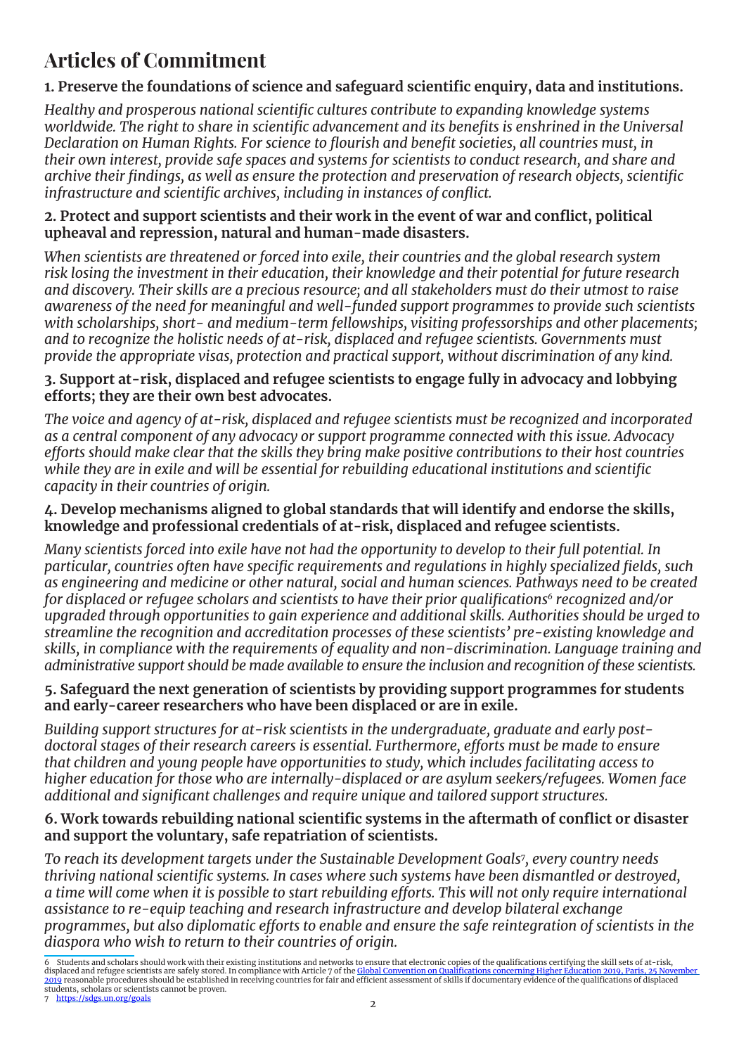# Articles of Commitment

**1. Preserve the foundations of science and safeguard scientific enquiry, data and institutions.**

*Healthy and prosperous national scientific cultures contribute to expanding knowledge systems worldwide. The right to share in scientific advancement and its benefits is enshrined in the Universal Declaration on Human Rights. For science to flourish and benefit societies, all countries must, in their own interest, provide safe spaces and systems for scientists to conduct research, and share and archive their findings, as well as ensure the protection and preservation of research objects, scientific infrastructure and scientific archives, including in instances of conflict.*

**2. Protect and support scientists and their work in the event of war and conflict, political upheaval and repression, natural and human-made disasters.**

*When scientists are threatened or forced into exile, their countries and the global research system risk losing the investment in their education, their knowledge and their potential for future research and discovery. Their skills are a precious resource; and all stakeholders must do their utmost to raise awareness of the need for meaningful and well-funded support programmes to provide such scientists with scholarships, short- and medium-term fellowships, visiting professorships and other placements; and to recognize the holistic needs of at-risk, displaced and refugee scientists. Governments must provide the appropriate visas, protection and practical support, without discrimination of any kind.*

**3. Support at-risk, displaced and refugee scientists to engage fully in advocacy and lobbying efforts; they are their own best advocates.**

*The voice and agency of at-risk, displaced and refugee scientists must be recognized and incorporated as a central component of any advocacy or support programme connected with this issue. Advocacy efforts should make clear that the skills they bring make positive contributions to their host countries while they are in exile and will be essential for rebuilding educational institutions and scientific capacity in their countries of origin.*

**4. Develop mechanisms aligned to global standards that will identify and endorse the skills, knowledge and professional credentials of at-risk, displaced and refugee scientists.**

*Many scientists forced into exile have not had the opportunity to develop to their full potential. In particular, countries often have specific requirements and regulations in highly specialized fields, such as engineering and medicine or other natural, social and human sciences. Pathways need to be created for displaced or refugee scholars and scientists to have their prior qualifications*[6] *recognized and/or upgraded through opportunities to gain experience and additional skills. Authorities should be urged to streamline the recognition and accreditation processes of these scientists' pre-existing knowledge and skills, in compliance with the requirements of equality and non-discrimination. Language training and administrative support should be made available to ensure the inclusion and recognition of these scientists.*

**5. Safeguard the next generation of scientists by providing support programmes for students and early-career researchers who have been displaced or are in exile.**

*Building support structures for at-risk scientists in the undergraduate, graduate and early post-doctoral stages of their research careers is essential. Furthermore, efforts must be made to ensure that children and young people have opportunities to study, which includes facilitating access to higher education for those who are internally-displaced or are asylum seekers/refugees. Women face additional and significant challenges and require unique and tailored support structures.*

**6. Work towards rebuilding national scientific systems in the aftermath of conflict or disaster and support the voluntary, safe repatriation of scientists.**

*To reach its development targets under the Sustainable Development Goals*[7]*, every country needs thriving national scientific systems. In cases where such systems have been dismantled or destroyed, a time will come when it is possible to start rebuilding efforts. This will not only require international assistance to re-equip teaching and research infrastructure and develop bilateral exchange programmes, but also diplomatic efforts to enable and ensure the safe reintegration of scientists in the diaspora who wish to return to their countries of origin.*

---

6 Students and scholars should work with their existing institutions and networks to ensure that electronic copies of the qualifications certifying the skill sets of at-risk, displaced and refugee scientists are safely stored. In compliance with Article 7 of the [Global Convention on Qualifications concerning Higher Education 2019, Paris, 25 November 2019](#) reasonable procedures should be established in receiving countries for fair and efficient assessment of skills if documentary evidence of the qualifications of displaced students, scholars or scientists cannot be proven.

7 [https://sdgs.un.org/goals](https://sdgs.un.org/goals)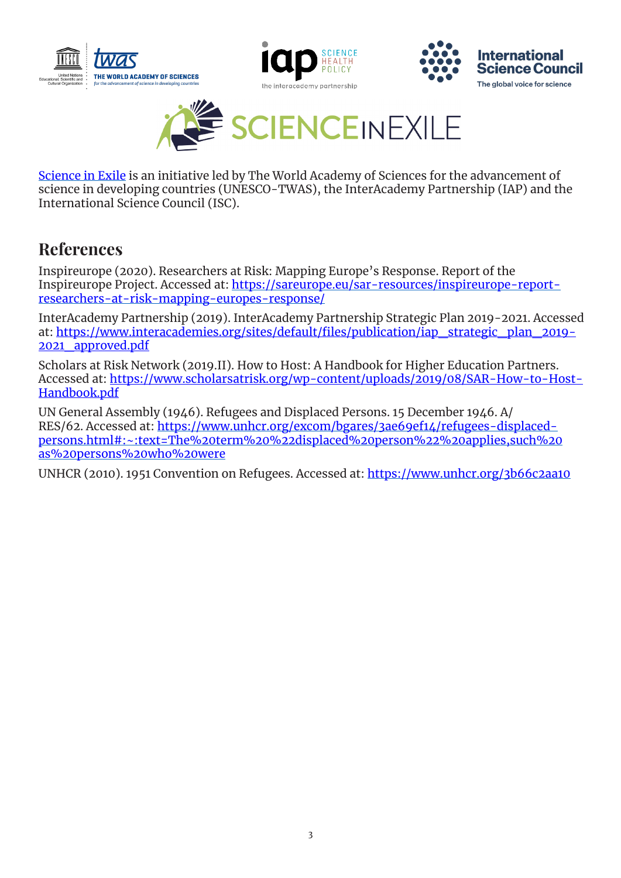[Science in Exile](https://scienceinexile.org) is an initiative led by The World Academy of Sciences for the advancement of science in developing countries (UNESCO-TWAS), the InterAcademy Partnership (IAP) and the International Science Council (ISC).

## References

Inspireurope (2020). Researchers at Risk: Mapping Europe's Response. Report of the Inspireurope Project. Accessed at: https://sareurope.eu/sar-resources/inspireurope-report-researchers-at-risk-mapping-europes-response/

InterAcademy Partnership (2019). InterAcademy Partnership Strategic Plan 2019-2021. Accessed at: https://www.interacademies.org/sites/default/files/publication/iap_strategic_plan_2019-2021_approved.pdf

Scholars at Risk Network (2019.II). How to Host: A Handbook for Higher Education Partners. Accessed at: https://www.scholarsatrisk.org/wp-content/uploads/2019/08/SAR-How-to-Host-Handbook.pdf

UN General Assembly (1946). Refugees and Displaced Persons. 15 December 1946. A/RES/62. Accessed at: https://www.unhcr.org/excom/bgares/3ae69ef14/refugees-displaced-persons.html#:~:text=The%20term%20%22displaced%20person%22%20applies,such%20as%20persons%20who%20were

UNHCR (2010). 1951 Convention on Refugees. Accessed at: https://www.unhcr.org/3b66c2aa10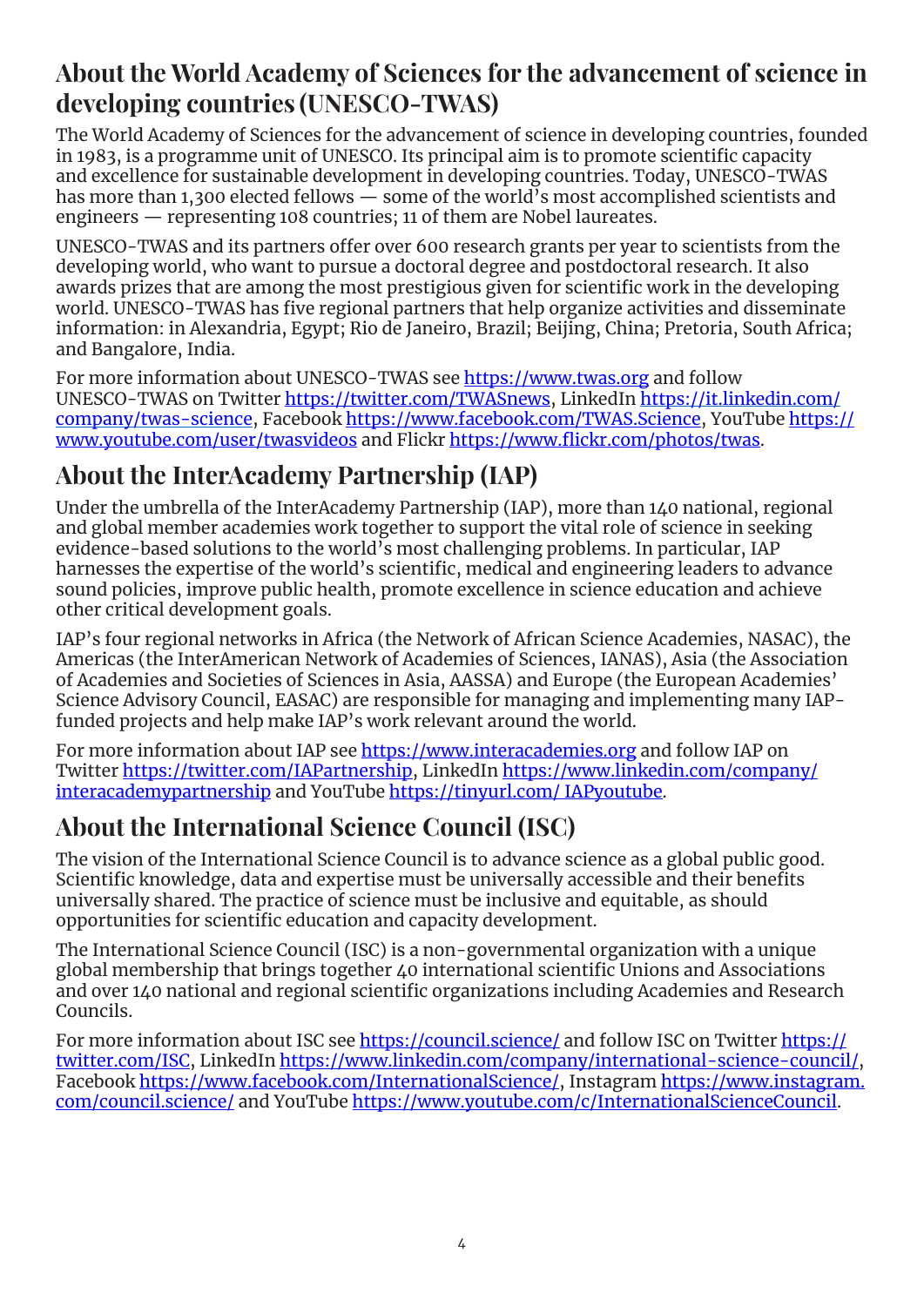## About the World Academy of Sciences for the advancement of science in developing countries (UNESCO-TWAS)

The World Academy of Sciences for the advancement of science in developing countries, founded in 1983, is a programme unit of UNESCO. Its principal aim is to promote scientific capacity and excellence for sustainable development in developing countries. Today, UNESCO-TWAS has more than 1,300 elected fellows — some of the world's most accomplished scientists and engineers — representing 108 countries; 11 of them are Nobel laureates.

UNESCO-TWAS and its partners offer over 600 research grants per year to scientists from the developing world, who want to pursue a doctoral degree and postdoctoral research. It also awards prizes that are among the most prestigious given for scientific work in the developing world. UNESCO-TWAS has five regional partners that help organize activities and disseminate information: in Alexandria, Egypt; Rio de Janeiro, Brazil; Beijing, China; Pretoria, South Africa; and Bangalore, India.

For more information about UNESCO-TWAS see https://www.twas.org and follow UNESCO-TWAS on Twitter https://twitter.com/TWASnews, LinkedIn https://it.linkedin.com/company/twas-science, Facebook https://www.facebook.com/TWAS.Science, YouTube https://www.youtube.com/user/twasvideos and Flickr https://www.flickr.com/photos/twas.

## About the InterAcademy Partnership (IAP)

Under the umbrella of the InterAcademy Partnership (IAP), more than 140 national, regional and global member academies work together to support the vital role of science in seeking evidence-based solutions to the world's most challenging problems. In particular, IAP harnesses the expertise of the world's scientific, medical and engineering leaders to advance sound policies, improve public health, promote excellence in science education and achieve other critical development goals.

IAP's four regional networks in Africa (the Network of African Science Academies, NASAC), the Americas (the InterAmerican Network of Academies of Sciences, IANAS), Asia (the Association of Academies and Societies of Sciences in Asia, AASSA) and Europe (the European Academies' Science Advisory Council, EASAC) are responsible for managing and implementing many IAP-funded projects and help make IAP's work relevant around the world.

For more information about IAP see https://www.interacademies.org and follow IAP on Twitter https://twitter.com/IAPartnership, LinkedIn https://www.linkedin.com/company/interacademypartnership and YouTube https://tinyurl.com/ IAPyoutube.

## About the International Science Council (ISC)

The vision of the International Science Council is to advance science as a global public good. Scientific knowledge, data and expertise must be universally accessible and their benefits universally shared. The practice of science must be inclusive and equitable, as should opportunities for scientific education and capacity development.

The International Science Council (ISC) is a non-governmental organization with a unique global membership that brings together 40 international scientific Unions and Associations and over 140 national and regional scientific organizations including Academies and Research Councils.

For more information about ISC see https://council.science/ and follow ISC on Twitter https://twitter.com/ISC, LinkedIn https://www.linkedin.com/company/international-science-council/, Facebook https://www.facebook.com/InternationalScience/, Instagram https://www.instagram.com/council.science/ and YouTube https://www.youtube.com/c/InternationalScienceCouncil.